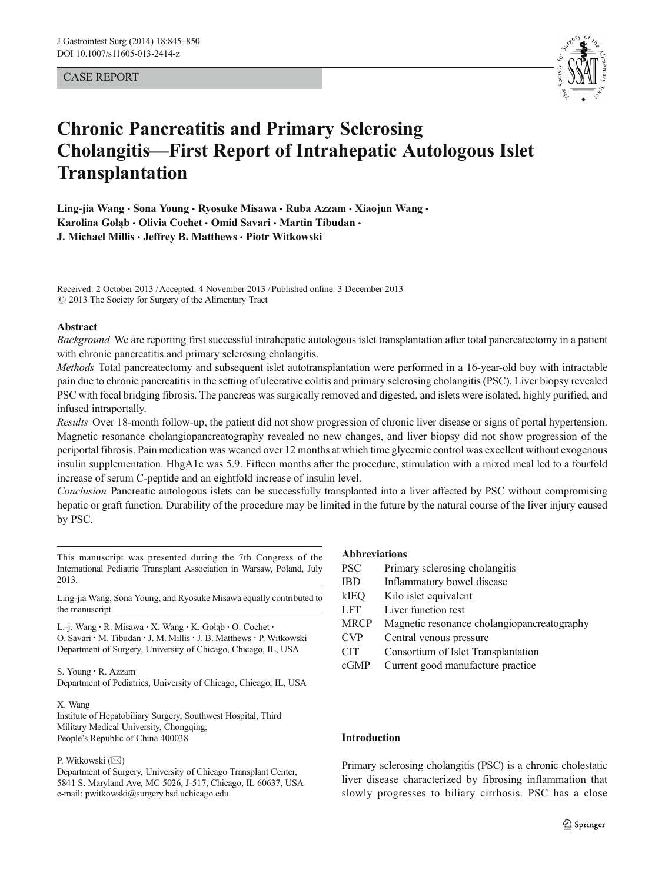CASE REPORT

# Chronic Pancreatitis and Primary Sclerosing Cholangitis—First Report of Intrahepatic Autologous Islet Transplantation

**Ling-jia Wang · Sona Young · Ryosuke Misawa · Ruba Azzam · Xiaojun Wang · Karolina Gołąb · Olivia Cochet · Omid Savari · Martin Tibudan · J. Michael Millis · Jeffrey B. Matthews · Piotr Witkowski**

Received: 2 October 2013 / Accepted: 4 November 2013 / Published online: 3 December 2013
© 2013 The Society for Surgery of the Alimentary Tract

## Abstract

*Background* We are reporting first successful intrahepatic autologous islet transplantation after total pancreatectomy in a patient with chronic pancreatitis and primary sclerosing cholangitis.

*Methods* Total pancreatectomy and subsequent islet autotransplantation were performed in a 16-year-old boy with intractable pain due to chronic pancreatitis in the setting of ulcerative colitis and primary sclerosing cholangitis (PSC). Liver biopsy revealed PSC with focal bridging fibrosis. The pancreas was surgically removed and digested, and islets were isolated, highly purified, and infused intraportally.

*Results* Over 18-month follow-up, the patient did not show progression of chronic liver disease or signs of portal hypertension. Magnetic resonance cholangiopancreatography revealed no new changes, and liver biopsy did not show progression of the periportal fibrosis. Pain medication was weaned over 12 months at which time glycemic control was excellent without exogenous insulin supplementation. HbgA1c was 5.9. Fifteen months after the procedure, stimulation with a mixed meal led to a fourfold increase of serum C-peptide and an eightfold increase of insulin level.

*Conclusion* Pancreatic autologous islets can be successfully transplanted into a liver affected by PSC without compromising hepatic or graft function. Durability of the procedure may be limited in the future by the natural course of the liver injury caused by PSC.

This manuscript was presented during the 7th Congress of the International Pediatric Transplant Association in Warsaw, Poland, July 2013.

Ling-jia Wang, Sona Young, and Ryosuke Misawa equally contributed to the manuscript.

L.-j. Wang · R. Misawa · X. Wang · K. Gołąb · O. Cochet · O. Savari · M. Tibudan · J. M. Millis · J. B. Matthews · P. Witkowski
Department of Surgery, University of Chicago, Chicago, IL, USA

S. Young · R. Azzam
Department of Pediatrics, University of Chicago, Chicago, IL, USA

X. Wang
Institute of Hepatobiliary Surgery, Southwest Hospital, Third Military Medical University, Chongqing, People's Republic of China 400038

P. Witkowski (✉)
Department of Surgery, University of Chicago Transplant Center, 5841 S. Maryland Ave, MC 5026, J-517, Chicago, IL 60637, USA
e-mail: pwitkowski@surgery.bsd.uchicago.edu

**Abbreviations**

| | |
|---|---|
| PSC | Primary sclerosing cholangitis |
| IBD | Inflammatory bowel disease |
| kIEQ | Kilo islet equivalent |
| LFT | Liver function test |
| MRCP | Magnetic resonance cholangiopancreatography |
| CVP | Central venous pressure |
| CIT | Consortium of Islet Transplantation |
| cGMP | Current good manufacture practice |

## Introduction

Primary sclerosing cholangitis (PSC) is a chronic cholestatic liver disease characterized by fibrosing inflammation that slowly progresses to biliary cirrhosis. PSC has a close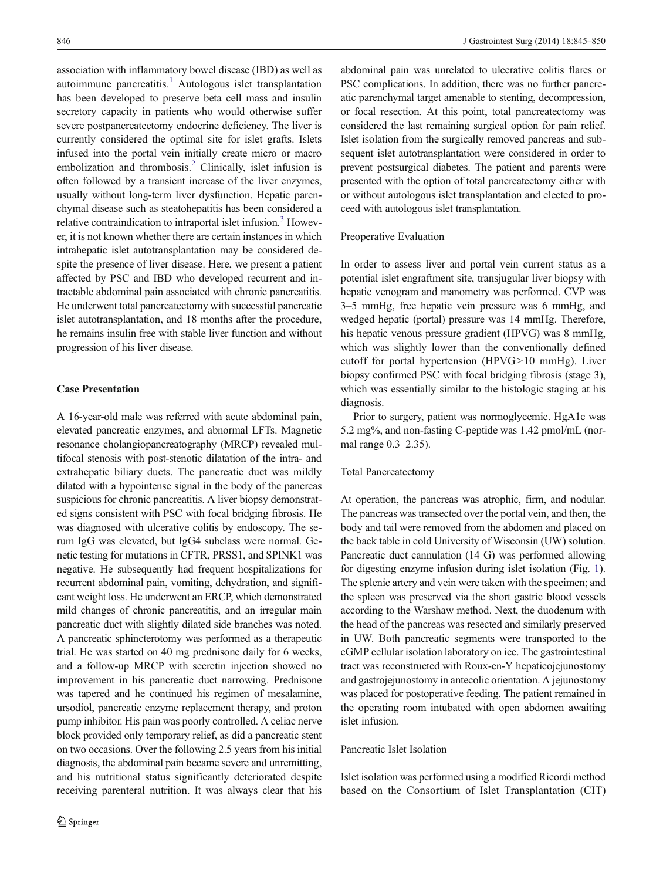association with inflammatory bowel disease (IBD) as well as autoimmune pancreatitis.[1] Autologous islet transplantation has been developed to preserve beta cell mass and insulin secretory capacity in patients who would otherwise suffer severe postpancreatectomy endocrine deficiency. The liver is currently considered the optimal site for islet grafts. Islets infused into the portal vein initially create micro or macro embolization and thrombosis.[2] Clinically, islet infusion is often followed by a transient increase of the liver enzymes, usually without long-term liver dysfunction. Hepatic parenchymal disease such as steatohepatitis has been considered a relative contraindication to intraportal islet infusion.[3] However, it is not known whether there are certain instances in which intrahepatic islet autotransplantation may be considered despite the presence of liver disease. Here, we present a patient affected by PSC and IBD who developed recurrent and intractable abdominal pain associated with chronic pancreatitis. He underwent total pancreatectomy with successful pancreatic islet autotransplantation, and 18 months after the procedure, he remains insulin free with stable liver function and without progression of his liver disease.

## Case Presentation

A 16-year-old male was referred with acute abdominal pain, elevated pancreatic enzymes, and abnormal LFTs. Magnetic resonance cholangiopancreatography (MRCP) revealed multifocal stenosis with post-stenotic dilatation of the intra- and extrahepatic biliary ducts. The pancreatic duct was mildly dilated with a hypointense signal in the body of the pancreas suspicious for chronic pancreatitis. A liver biopsy demonstrated signs consistent with PSC with focal bridging fibrosis. He was diagnosed with ulcerative colitis by endoscopy. The serum IgG was elevated, but IgG4 subclass were normal. Genetic testing for mutations in CFTR, PRSS1, and SPINK1 was negative. He subsequently had frequent hospitalizations for recurrent abdominal pain, vomiting, dehydration, and significant weight loss. He underwent an ERCP, which demonstrated mild changes of chronic pancreatitis, and an irregular main pancreatic duct with slightly dilated side branches was noted. A pancreatic sphincterotomy was performed as a therapeutic trial. He was started on 40 mg prednisone daily for 6 weeks, and a follow-up MRCP with secretin injection showed no improvement in his pancreatic duct narrowing. Prednisone was tapered and he continued his regimen of mesalamine, ursodiol, pancreatic enzyme replacement therapy, and proton pump inhibitor. His pain was poorly controlled. A celiac nerve block provided only temporary relief, as did a pancreatic stent on two occasions. Over the following 2.5 years from his initial diagnosis, the abdominal pain became severe and unremitting, and his nutritional status significantly deteriorated despite receiving parenteral nutrition. It was always clear that his abdominal pain was unrelated to ulcerative colitis flares or PSC complications. In addition, there was no further pancreatic parenchymal target amenable to stenting, decompression, or focal resection. At this point, total pancreatectomy was considered the last remaining surgical option for pain relief. Islet isolation from the surgically removed pancreas and subsequent islet autotransplantation were considered in order to prevent postsurgical diabetes. The patient and parents were presented with the option of total pancreatectomy either with or without autologous islet transplantation and elected to proceed with autologous islet transplantation.

### Preoperative Evaluation

In order to assess liver and portal vein current status as a potential islet engraftment site, transjugular liver biopsy with hepatic venogram and manometry was performed. CVP was 3–5 mmHg, free hepatic vein pressure was 6 mmHg, and wedged hepatic (portal) pressure was 14 mmHg. Therefore, his hepatic venous pressure gradient (HPVG) was 8 mmHg, which was slightly lower than the conventionally defined cutoff for portal hypertension (HPVG>10 mmHg). Liver biopsy confirmed PSC with focal bridging fibrosis (stage 3), which was essentially similar to the histologic staging at his diagnosis.

Prior to surgery, patient was normoglycemic. HgA1c was 5.2 mg%, and non-fasting C-peptide was 1.42 pmol/mL (normal range 0.3–2.35).

### Total Pancreatectomy

At operation, the pancreas was atrophic, firm, and nodular. The pancreas was transected over the portal vein, and then, the body and tail were removed from the abdomen and placed on the back table in cold University of Wisconsin (UW) solution. Pancreatic duct cannulation (14 G) was performed allowing for digesting enzyme infusion during islet isolation (Fig. 1). The splenic artery and vein were taken with the specimen; and the spleen was preserved via the short gastric blood vessels according to the Warshaw method. Next, the duodenum with the head of the pancreas was resected and similarly preserved in UW. Both pancreatic segments were transported to the cGMP cellular isolation laboratory on ice. The gastrointestinal tract was reconstructed with Roux-en-Y hepaticojejunostomy and gastrojejunostomy in antecolic orientation. A jejunostomy was placed for postoperative feeding. The patient remained in the operating room intubated with open abdomen awaiting islet infusion.

### Pancreatic Islet Isolation

Islet isolation was performed using a modified Ricordi method based on the Consortium of Islet Transplantation (CIT)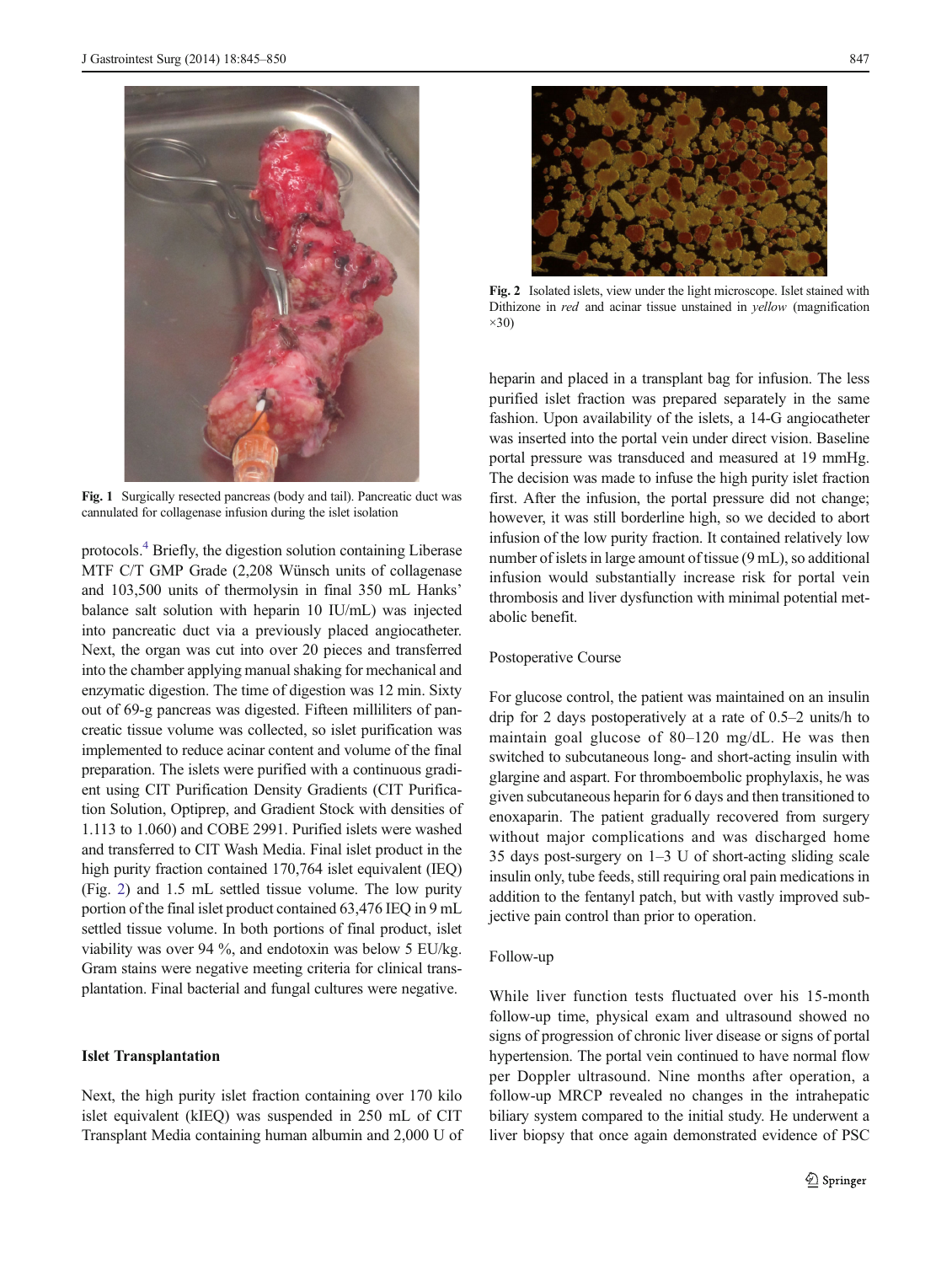Fig. 1 Surgically resected pancreas (body and tail). Pancreatic duct was cannulated for collagenase infusion during the islet isolation

protocols.[4] Briefly, the digestion solution containing Liberase MTF C/T GMP Grade (2,208 Wünsch units of collagenase and 103,500 units of thermolysin in final 350 mL Hanks' balance salt solution with heparin 10 IU/mL) was injected into pancreatic duct via a previously placed angiocatheter. Next, the organ was cut into over 20 pieces and transferred into the chamber applying manual shaking for mechanical and enzymatic digestion. The time of digestion was 12 min. Sixty out of 69-g pancreas was digested. Fifteen milliliters of pancreatic tissue volume was collected, so islet purification was implemented to reduce acinar content and volume of the final preparation. The islets were purified with a continuous gradient using CIT Purification Density Gradients (CIT Purification Solution, Optiprep, and Gradient Stock with densities of 1.113 to 1.060) and COBE 2991. Purified islets were washed and transferred to CIT Wash Media. Final islet product in the high purity fraction contained 170,764 islet equivalent (IEQ) (Fig. 2) and 1.5 mL settled tissue volume. The low purity portion of the final islet product contained 63,476 IEQ in 9 mL settled tissue volume. In both portions of final product, islet viability was over 94 %, and endotoxin was below 5 EU/kg. Gram stains were negative meeting criteria for clinical transplantation. Final bacterial and fungal cultures were negative.

**Islet Transplantation**

Next, the high purity islet fraction containing over 170 kilo islet equivalent (kIEQ) was suspended in 250 mL of CIT Transplant Media containing human albumin and 2,000 U of heparin and placed in a transplant bag for infusion. The less purified islet fraction was prepared separately in the same fashion. Upon availability of the islets, a 14-G angiocatheter was inserted into the portal vein under direct vision. Baseline portal pressure was transduced and measured at 19 mmHg. The decision was made to infuse the high purity islet fraction first. After the infusion, the portal pressure did not change; however, it was still borderline high, so we decided to abort infusion of the low purity fraction. It contained relatively low number of islets in large amount of tissue (9 mL), so additional infusion would substantially increase risk for portal vein thrombosis and liver dysfunction with minimal potential metabolic benefit.

Fig. 2 Isolated islets, view under the light microscope. Islet stained with Dithizone in *red* and acinar tissue unstained in *yellow* (magnification ×30)

Postoperative Course

For glucose control, the patient was maintained on an insulin drip for 2 days postoperatively at a rate of 0.5–2 units/h to maintain goal glucose of 80–120 mg/dL. He was then switched to subcutaneous long- and short-acting insulin with glargine and aspart. For thromboembolic prophylaxis, he was given subcutaneous heparin for 6 days and then transitioned to enoxaparin. The patient gradually recovered from surgery without major complications and was discharged home 35 days post-surgery on 1–3 U of short-acting sliding scale insulin only, tube feeds, still requiring oral pain medications in addition to the fentanyl patch, but with vastly improved subjective pain control than prior to operation.

Follow-up

While liver function tests fluctuated over his 15-month follow-up time, physical exam and ultrasound showed no signs of progression of chronic liver disease or signs of portal hypertension. The portal vein continued to have normal flow per Doppler ultrasound. Nine months after operation, a follow-up MRCP revealed no changes in the intrahepatic biliary system compared to the initial study. He underwent a liver biopsy that once again demonstrated evidence of PSC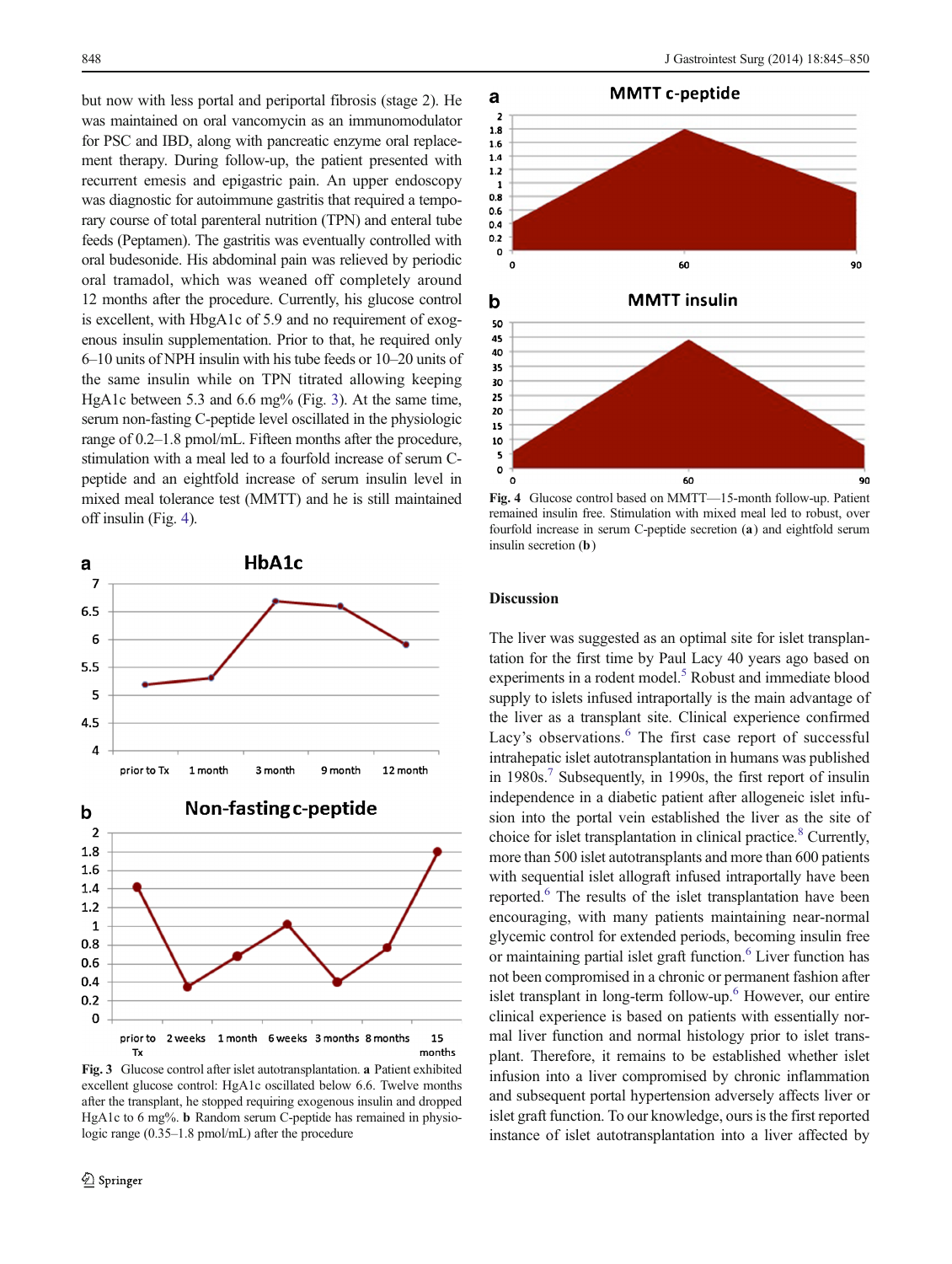but now with less portal and periportal fibrosis (stage 2). He was maintained on oral vancomycin as an immunomodulator for PSC and IBD, along with pancreatic enzyme oral replacement therapy. During follow-up, the patient presented with recurrent emesis and epigastric pain. An upper endoscopy was diagnostic for autoimmune gastritis that required a temporary course of total parenteral nutrition (TPN) and enteral tube feeds (Peptamen). The gastritis was eventually controlled with oral budesonide. His abdominal pain was relieved by periodic oral tramadol, which was weaned off completely around 12 months after the procedure. Currently, his glucose control is excellent, with HbgA1c of 5.9 and no requirement of exogenous insulin supplementation. Prior to that, he required only 6–10 units of NPH insulin with his tube feeds or 10–20 units of the same insulin while on TPN titrated allowing keeping HgA1c between 5.3 and 6.6 mg% (Fig. 3). At the same time, serum non-fasting C-peptide level oscillated in the physiologic range of 0.2–1.8 pmol/mL. Fifteen months after the procedure, stimulation with a meal led to a fourfold increase of serum C-peptide and an eightfold increase of serum insulin level in mixed meal tolerance test (MMTT) and he is still maintained off insulin (Fig. 4).

Fig. 3 Glucose control after islet autotransplantation. **a** Patient exhibited excellent glucose control: HgA1c oscillated below 6.6. Twelve months after the transplant, he stopped requiring exogenous insulin and dropped HgA1c to 6 mg%. **b** Random serum C-peptide has remained in physiologic range (0.35–1.8 pmol/mL) after the procedure

Fig. 4 Glucose control based on MMTT—15-month follow-up. Patient remained insulin free. Stimulation with mixed meal led to robust, over fourfold increase in serum C-peptide secretion (**a**) and eightfold serum insulin secretion (**b**)

## Discussion

The liver was suggested as an optimal site for islet transplantation for the first time by Paul Lacy 40 years ago based on experiments in a rodent model.[5] Robust and immediate blood supply to islets infused intraportally is the main advantage of the liver as a transplant site. Clinical experience confirmed Lacy's observations.[6] The first case report of successful intrahepatic islet autotransplantation in humans was published in 1980s.[7] Subsequently, in 1990s, the first report of insulin independence in a diabetic patient after allogeneic islet infusion into the portal vein established the liver as the site of choice for islet transplantation in clinical practice.[8] Currently, more than 500 islet autotransplants and more than 600 patients with sequential islet allograft infused intraportally have been reported.[6] The results of the islet transplantation have been encouraging, with many patients maintaining near-normal glycemic control for extended periods, becoming insulin free or maintaining partial islet graft function.[6] Liver function has not been compromised in a chronic or permanent fashion after islet transplant in long-term follow-up.[6] However, our entire clinical experience is based on patients with essentially normal liver function and normal histology prior to islet transplant. Therefore, it remains to be established whether islet infusion into a liver compromised by chronic inflammation and subsequent portal hypertension adversely affects liver or islet graft function. To our knowledge, ours is the first reported instance of islet autotransplantation into a liver affected by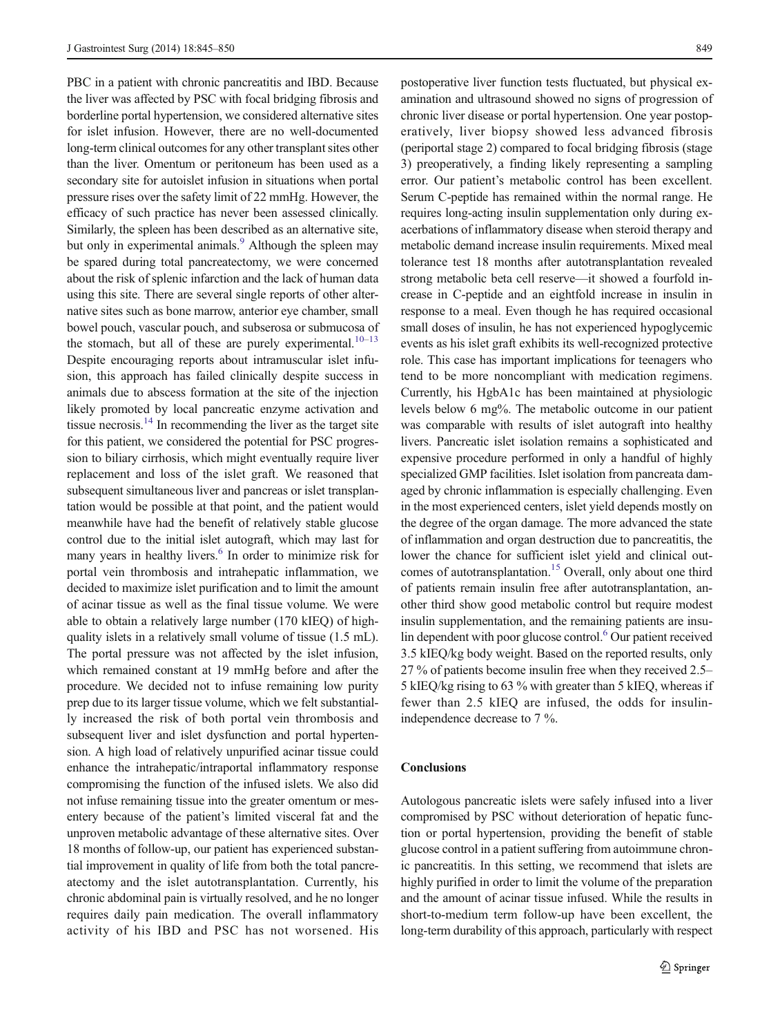PBC in a patient with chronic pancreatitis and IBD. Because the liver was affected by PSC with focal bridging fibrosis and borderline portal hypertension, we considered alternative sites for islet infusion. However, there are no well-documented long-term clinical outcomes for any other transplant sites other than the liver. Omentum or peritoneum has been used as a secondary site for autoislet infusion in situations when portal pressure rises over the safety limit of 22 mmHg. However, the efficacy of such practice has never been assessed clinically. Similarly, the spleen has been described as an alternative site, but only in experimental animals.[9] Although the spleen may be spared during total pancreatectomy, we were concerned about the risk of splenic infarction and the lack of human data using this site. There are several single reports of other alternative sites such as bone marrow, anterior eye chamber, small bowel pouch, vascular pouch, and subserosa or submucosa of the stomach, but all of these are purely experimental.[10–13] Despite encouraging reports about intramuscular islet infusion, this approach has failed clinically despite success in animals due to abscess formation at the site of the injection likely promoted by local pancreatic enzyme activation and tissue necrosis.[14] In recommending the liver as the target site for this patient, we considered the potential for PSC progression to biliary cirrhosis, which might eventually require liver replacement and loss of the islet graft. We reasoned that subsequent simultaneous liver and pancreas or islet transplantation would be possible at that point, and the patient would meanwhile have had the benefit of relatively stable glucose control due to the initial islet autograft, which may last for many years in healthy livers.[6] In order to minimize risk for portal vein thrombosis and intrahepatic inflammation, we decided to maximize islet purification and to limit the amount of acinar tissue as well as the final tissue volume. We were able to obtain a relatively large number (170 kIEQ) of high-quality islets in a relatively small volume of tissue (1.5 mL). The portal pressure was not affected by the islet infusion, which remained constant at 19 mmHg before and after the procedure. We decided not to infuse remaining low purity prep due to its larger tissue volume, which we felt substantially increased the risk of both portal vein thrombosis and subsequent liver and islet dysfunction and portal hypertension. A high load of relatively unpurified acinar tissue could enhance the intrahepatic/intraportal inflammatory response compromising the function of the infused islets. We also did not infuse remaining tissue into the greater omentum or mesentery because of the patient's limited visceral fat and the unproven metabolic advantage of these alternative sites. Over 18 months of follow-up, our patient has experienced substantial improvement in quality of life from both the total pancreatectomy and the islet autotransplantation. Currently, his chronic abdominal pain is virtually resolved, and he no longer requires daily pain medication. The overall inflammatory activity of his IBD and PSC has not worsened. His postoperative liver function tests fluctuated, but physical examination and ultrasound showed no signs of progression of chronic liver disease or portal hypertension. One year postoperatively, liver biopsy showed less advanced fibrosis (periportal stage 2) compared to focal bridging fibrosis (stage 3) preoperatively, a finding likely representing a sampling error. Our patient's metabolic control has been excellent. Serum C-peptide has remained within the normal range. He requires long-acting insulin supplementation only during exacerbations of inflammatory disease when steroid therapy and metabolic demand increase insulin requirements. Mixed meal tolerance test 18 months after autotransplantation revealed strong metabolic beta cell reserve—it showed a fourfold increase in C-peptide and an eightfold increase in insulin in response to a meal. Even though he has required occasional small doses of insulin, he has not experienced hypoglycemic events as his islet graft exhibits its well-recognized protective role. This case has important implications for teenagers who tend to be more noncompliant with medication regimens. Currently, his HgbA1c has been maintained at physiologic levels below 6 mg%. The metabolic outcome in our patient was comparable with results of islet autograft into healthy livers. Pancreatic islet isolation remains a sophisticated and expensive procedure performed in only a handful of highly specialized GMP facilities. Islet isolation from pancreata damaged by chronic inflammation is especially challenging. Even in the most experienced centers, islet yield depends mostly on the degree of the organ damage. The more advanced the state of inflammation and organ destruction due to pancreatitis, the lower the chance for sufficient islet yield and clinical outcomes of autotransplantation.[15] Overall, only about one third of patients remain insulin free after autotransplantation, another third show good metabolic control but require modest insulin supplementation, and the remaining patients are insulin dependent with poor glucose control.[6] Our patient received 3.5 kIEQ/kg body weight. Based on the reported results, only 27 % of patients become insulin free when they received 2.5–5 kIEQ/kg rising to 63 % with greater than 5 kIEQ, whereas if fewer than 2.5 kIEQ are infused, the odds for insulin-independence decrease to 7 %.

## Conclusions

Autologous pancreatic islets were safely infused into a liver compromised by PSC without deterioration of hepatic function or portal hypertension, providing the benefit of stable glucose control in a patient suffering from autoimmune chronic pancreatitis. In this setting, we recommend that islets are highly purified in order to limit the volume of the preparation and the amount of acinar tissue infused. While the results in short-to-medium term follow-up have been excellent, the long-term durability of this approach, particularly with respect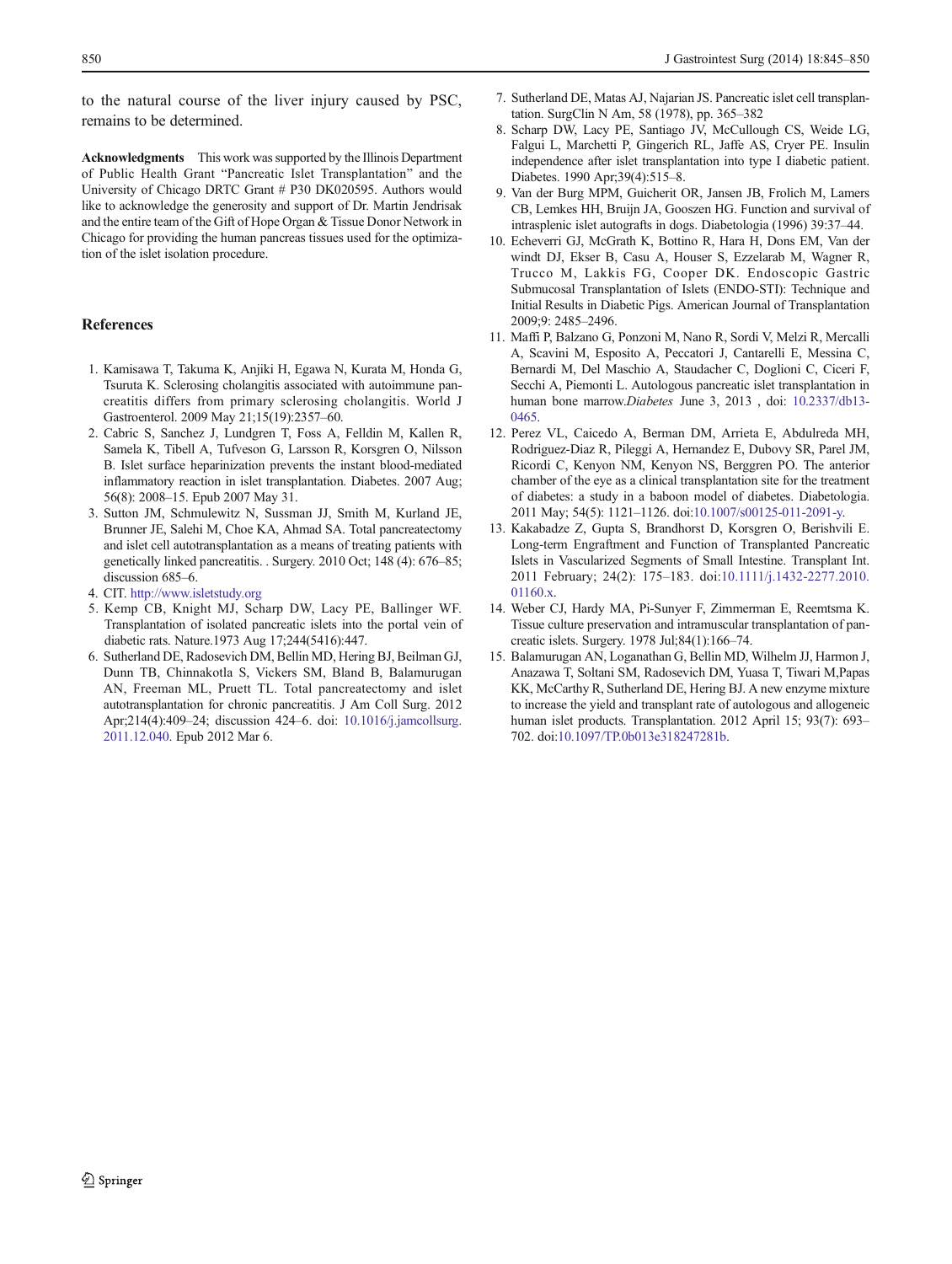to the natural course of the liver injury caused by PSC, remains to be determined.

**Acknowledgments** This work was supported by the Illinois Department of Public Health Grant "Pancreatic Islet Transplantation" and the University of Chicago DRTC Grant # P30 DK020595. Authors would like to acknowledge the generosity and support of Dr. Martin Jendrisak and the entire team of the Gift of Hope Organ & Tissue Donor Network in Chicago for providing the human pancreas tissues used for the optimization of the islet isolation procedure.

## References

1. Kamisawa T, Takuma K, Anjiki H, Egawa N, Kurata M, Honda G, Tsuruta K. Sclerosing cholangitis associated with autoimmune pancreatitis differs from primary sclerosing cholangitis. World J Gastroenterol. 2009 May 21;15(19):2357–60.
2. Cabric S, Sanchez J, Lundgren T, Foss A, Felldin M, Kallen R, Samela K, Tibell A, Tufveson G, Larsson R, Korsgren O, Nilsson B. Islet surface heparinization prevents the instant blood-mediated inflammatory reaction in islet transplantation. Diabetes. 2007 Aug; 56(8): 2008–15. Epub 2007 May 31.
3. Sutton JM, Schmulewitz N, Sussman JJ, Smith M, Kurland JE, Brunner JE, Salehi M, Choe KA, Ahmad SA. Total pancreatectomy and islet cell autotransplantation as a means of treating patients with genetically linked pancreatitis. . Surgery. 2010 Oct; 148 (4): 676–85; discussion 685–6.
4. CIT. http://www.isletstudy.org
5. Kemp CB, Knight MJ, Scharp DW, Lacy PE, Ballinger WF. Transplantation of isolated pancreatic islets into the portal vein of diabetic rats. Nature.1973 Aug 17;244(5416):447.
6. Sutherland DE, Radosevich DM, Bellin MD, Hering BJ, Beilman GJ, Dunn TB, Chinnakotla S, Vickers SM, Bland B, Balamurugan AN, Freeman ML, Pruett TL. Total pancreatectomy and islet autotransplantation for chronic pancreatitis. J Am Coll Surg. 2012 Apr;214(4):409–24; discussion 424–6. doi: 10.1016/j.jamcollsurg.2011.12.040. Epub 2012 Mar 6.
7. Sutherland DE, Matas AJ, Najarian JS. Pancreatic islet cell transplantation. SurgClin N Am, 58 (1978), pp. 365–382
8. Scharp DW, Lacy PE, Santiago JV, McCullough CS, Weide LG, Falgui L, Marchetti P, Gingerich RL, Jaffe AS, Cryer PE. Insulin independence after islet transplantation into type I diabetic patient. Diabetes. 1990 Apr;39(4):515–8.
9. Van der Burg MPM, Guicherit OR, Jansen JB, Frolich M, Lamers CB, Lemkes HH, Bruijn JA, Gooszen HG. Function and survival of intrasplenic islet autografts in dogs. Diabetologia (1996) 39:37–44.
10. Echeverri GJ, McGrath K, Bottino R, Hara H, Dons EM, Van der windt DJ, Ekser B, Casu A, Houser S, Ezzelarab M, Wagner R, Trucco M, Lakkis FG, Cooper DK. Endoscopic Gastric Submucosal Transplantation of Islets (ENDO-STI): Technique and Initial Results in Diabetic Pigs. American Journal of Transplantation 2009;9: 2485–2496.
11. Maffi P, Balzano G, Ponzoni M, Nano R, Sordi V, Melzi R, Mercalli A, Scavini M, Esposito A, Peccatori J, Cantarelli E, Messina C, Bernardi M, Del Maschio A, Staudacher C, Doglioni C, Ciceri F, Secchi A, Piemonti L. Autologous pancreatic islet transplantation in human bone marrow.*Diabetes* June 3, 2013 , doi: 10.2337/db13-0465.
12. Perez VL, Caicedo A, Berman DM, Arrieta E, Abdulreda MH, Rodriguez-Diaz R, Pileggi A, Hernandez E, Dubovy SR, Parel JM, Ricordi C, Kenyon NM, Kenyon NS, Berggren PO. The anterior chamber of the eye as a clinical transplantation site for the treatment of diabetes: a study in a baboon model of diabetes. Diabetologia. 2011 May; 54(5): 1121–1126. doi:10.1007/s00125-011-2091-y.
13. Kakabadze Z, Gupta S, Brandhorst D, Korsgren O, Berishvili E. Long-term Engraftment and Function of Transplanted Pancreatic Islets in Vascularized Segments of Small Intestine. Transplant Int. 2011 February; 24(2): 175–183. doi:10.1111/j.1432-2277.2010.01160.x.
14. Weber CJ, Hardy MA, Pi-Sunyer F, Zimmerman E, Reemtsma K. Tissue culture preservation and intramuscular transplantation of pancreatic islets. Surgery. 1978 Jul;84(1):166–74.
15. Balamurugan AN, Loganathan G, Bellin MD, Wilhelm JJ, Harmon J, Anazawa T, Soltani SM, Radosevich DM, Yuasa T, Tiwari M,Papas KK, McCarthy R, Sutherland DE, Hering BJ. A new enzyme mixture to increase the yield and transplant rate of autologous and allogeneic human islet products. Transplantation. 2012 April 15; 93(7): 693–702. doi:10.1097/TP.0b013e318247281b.